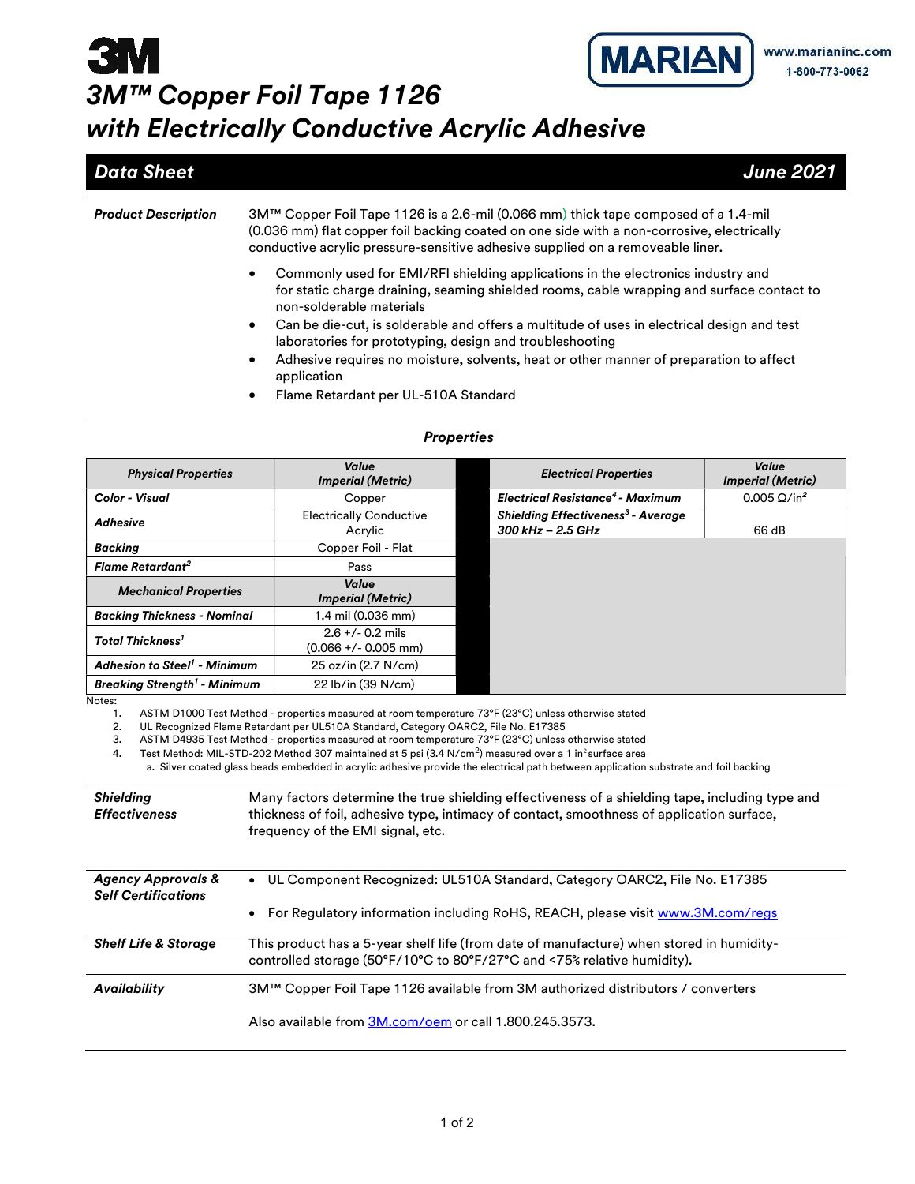3M

MARIAN www.marianinc.com 1-800-773-0062

# 3M™ Copper Foil Tape 1126 with Electrically Conductive Acrylic Adhesive

**Data Sheet** — **June 2021**

| | |
|---|---|
| ***Product Description*** | 3M™ Copper Foil Tape 1126 is a 2.6-mil (0.066 mm) thick tape composed of a 1.4-mil (0.036 mm) flat copper foil backing coated on one side with a non-corrosive, electrically conductive acrylic pressure-sensitive adhesive supplied on a removeable liner. |

- Commonly used for EMI/RFI shielding applications in the electronics industry and for static charge draining, seaming shielded rooms, cable wrapping and surface contact to non-solderable materials
- Can be die-cut, is solderable and offers a multitude of uses in electrical design and test laboratories for prototyping, design and troubleshooting
- Adhesive requires no moisture, solvents, heat or other manner of preparation to affect application
- Flame Retardant per UL-510A Standard

## Properties

| Physical Properties | Value Imperial (Metric) |
|---|---|
| **Color - Visual** | Copper |
| **Adhesive** | Electrically Conductive Acrylic |
| **Backing** | Copper Foil - Flat |
| **Flame Retardant[2]** | Pass |
| **Mechanical Properties** | **Value Imperial (Metric)** |
| **Backing Thickness - Nominal** | 1.4 mil (0.036 mm) |
| **Total Thickness[1]** | 2.6 +/- 0.2 mils (0.066 +/- 0.005 mm) |
| **Adhesion to Steel[1] - Minimum** | 25 oz/in (2.7 N/cm) |
| **Breaking Strength[1] - Minimum** | 22 lb/in (39 N/cm) |

| Electrical Properties | Value Imperial (Metric) |
|---|---|
| **Electrical Resistance[4] - Maximum** | 0.005 $\Omega/in^2$ |
| **Shielding Effectiveness[3] - Average 300 kHz – 2.5 GHz** | 66 dB |

Notes:

1. ASTM D1000 Test Method - properties measured at room temperature 73°F (23°C) unless otherwise stated
2. UL Recognized Flame Retardant per UL510A Standard, Category OARC2, File No. E17385
3. ASTM D4935 Test Method - properties measured at room temperature 73°F (23°C) unless otherwise stated
4. Test Method: MIL-STD-202 Method 307 maintained at 5 psi (3.4 N/cm$^2$) measured over a 1 in$^2$ surface area
   a. Silver coated glass beads embedded in acrylic adhesive provide the electrical path between application substrate and foil backing

| | |
|---|---|
| ***Shielding Effectiveness*** | Many factors determine the true shielding effectiveness of a shielding tape, including type and thickness of foil, adhesive type, intimacy of contact, smoothness of application surface, frequency of the EMI signal, etc. |
| ***Agency Approvals & Self Certifications*** | • UL Component Recognized: UL510A Standard, Category OARC2, File No. E17385<br>• For Regulatory information including RoHS, REACH, please visit www.3M.com/regs |
| ***Shelf Life & Storage*** | This product has a 5-year shelf life (from date of manufacture) when stored in humidity-controlled storage (50°F/10°C to 80°F/27°C and <75% relative humidity). |
| ***Availability*** | 3M™ Copper Foil Tape 1126 available from 3M authorized distributors / converters<br><br>Also available from 3M.com/oem or call 1.800.245.3573. |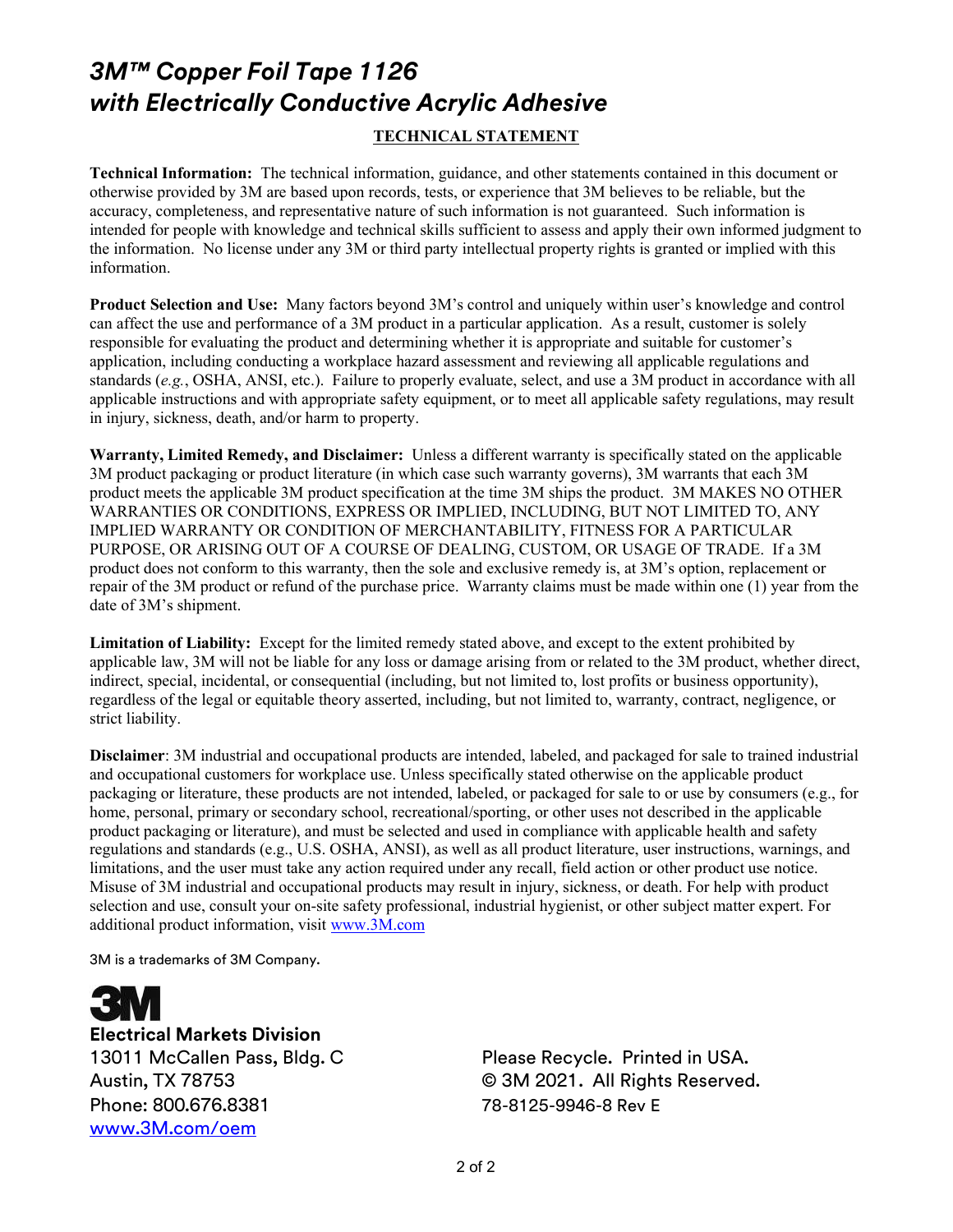# *3M™ Copper Foil Tape 1126 with Electrically Conductive Acrylic Adhesive*

## TECHNICAL STATEMENT

**Technical Information:** The technical information, guidance, and other statements contained in this document or otherwise provided by 3M are based upon records, tests, or experience that 3M believes to be reliable, but the accuracy, completeness, and representative nature of such information is not guaranteed. Such information is intended for people with knowledge and technical skills sufficient to assess and apply their own informed judgment to the information. No license under any 3M or third party intellectual property rights is granted or implied with this information.

**Product Selection and Use:** Many factors beyond 3M's control and uniquely within user's knowledge and control can affect the use and performance of a 3M product in a particular application. As a result, customer is solely responsible for evaluating the product and determining whether it is appropriate and suitable for customer's application, including conducting a workplace hazard assessment and reviewing all applicable regulations and standards (*e.g.*, OSHA, ANSI, etc.). Failure to properly evaluate, select, and use a 3M product in accordance with all applicable instructions and with appropriate safety equipment, or to meet all applicable safety regulations, may result in injury, sickness, death, and/or harm to property.

**Warranty, Limited Remedy, and Disclaimer:** Unless a different warranty is specifically stated on the applicable 3M product packaging or product literature (in which case such warranty governs), 3M warrants that each 3M product meets the applicable 3M product specification at the time 3M ships the product. 3M MAKES NO OTHER WARRANTIES OR CONDITIONS, EXPRESS OR IMPLIED, INCLUDING, BUT NOT LIMITED TO, ANY IMPLIED WARRANTY OR CONDITION OF MERCHANTABILITY, FITNESS FOR A PARTICULAR PURPOSE, OR ARISING OUT OF A COURSE OF DEALING, CUSTOM, OR USAGE OF TRADE. If a 3M product does not conform to this warranty, then the sole and exclusive remedy is, at 3M's option, replacement or repair of the 3M product or refund of the purchase price. Warranty claims must be made within one (1) year from the date of 3M's shipment.

**Limitation of Liability:** Except for the limited remedy stated above, and except to the extent prohibited by applicable law, 3M will not be liable for any loss or damage arising from or related to the 3M product, whether direct, indirect, special, incidental, or consequential (including, but not limited to, lost profits or business opportunity), regardless of the legal or equitable theory asserted, including, but not limited to, warranty, contract, negligence, or strict liability.

**Disclaimer**: 3M industrial and occupational products are intended, labeled, and packaged for sale to trained industrial and occupational customers for workplace use. Unless specifically stated otherwise on the applicable product packaging or literature, these products are not intended, labeled, or packaged for sale to or use by consumers (e.g., for home, personal, primary or secondary school, recreational/sporting, or other uses not described in the applicable product packaging or literature), and must be selected and used in compliance with applicable health and safety regulations and standards (e.g., U.S. OSHA, ANSI), as well as all product literature, user instructions, warnings, and limitations, and the user must take any action required under any recall, field action or other product use notice. Misuse of 3M industrial and occupational products may result in injury, sickness, or death. For help with product selection and use, consult your on-site safety professional, industrial hygienist, or other subject matter expert. For additional product information, visit www.3M.com

3M is a trademarks of 3M Company.

3M

**Electrical Markets Division**
13011 McCallen Pass, Bldg. C
Austin, TX 78753
Phone: 800.676.8381
www.3M.com/oem

Please Recycle. Printed in USA.
© 3M 2021. All Rights Reserved.
78-8125-9946-8 Rev E